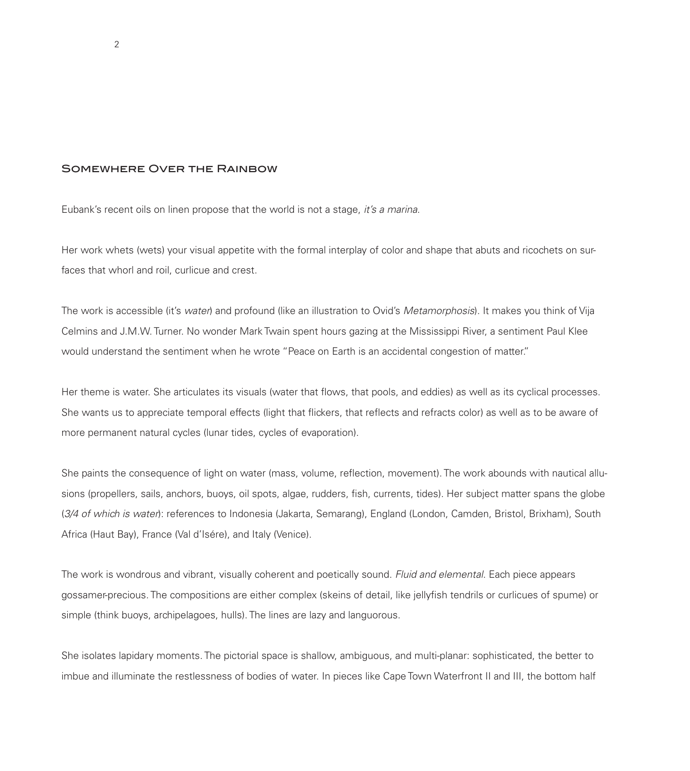## Somewhere Over the Rainbow

Eubank's recent oils on linen propose that the world is not a stage, *it's a marina.*

Her work whets (wets) your visual appetite with the formal interplay of color and shape that abuts and ricochets on surfaces that whorl and roil, curlicue and crest.

The work is accessible (it's *water*) and profound (like an illustration to Ovid's *Metamorphosis*). It makes you think of Vija Celmins and J.M.W. Turner. No wonder Mark Twain spent hours gazing at the Mississippi River, a sentiment Paul Klee would understand the sentiment when he wrote "Peace on Earth is an accidental congestion of matter."

Her theme is water. She articulates its visuals (water that flows, that pools, and eddies) as well as its cyclical processes. She wants us to appreciate temporal effects (light that flickers, that reflects and refracts color) as well as to be aware of more permanent natural cycles (lunar tides, cycles of evaporation).

She paints the consequence of light on water (mass, volume, reflection, movement). The work abounds with nautical allusions (propellers, sails, anchors, buoys, oil spots, algae, rudders, fish, currents, tides). Her subject matter spans the globe (*3/4 of which is water*): references to Indonesia (Jakarta, Semarang), England (London, Camden, Bristol, Brixham), South Africa (Haut Bay), France (Val d'Isére), and Italy (Venice).

The work is wondrous and vibrant, visually coherent and poetically sound. *Fluid and elemental*. Each piece appears gossamer-precious. The compositions are either complex (skeins of detail, like jellyfish tendrils or curlicues of spume) or simple (think buoys, archipelagoes, hulls). The lines are lazy and languorous.

She isolates lapidary moments. The pictorial space is shallow, ambiguous, and multi-planar: sophisticated, the better to imbue and illuminate the restlessness of bodies of water. In pieces like Cape Town Waterfront II and III, the bottom half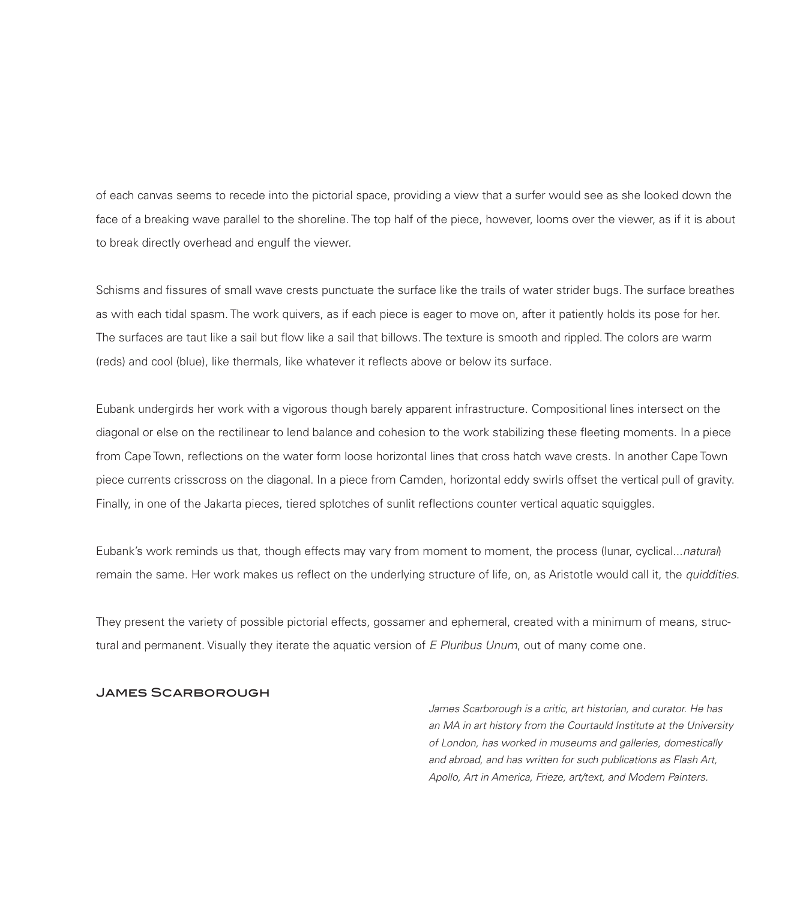of each canvas seems to recede into the pictorial space, providing a view that a surfer would see as she looked down the face of a breaking wave parallel to the shoreline. The top half of the piece, however, looms over the viewer, as if it is about to break directly overhead and engulf the viewer.

Schisms and fissures of small wave crests punctuate the surface like the trails of water strider bugs. The surface breathes as with each tidal spasm. The work quivers, as if each piece is eager to move on, after it patiently holds its pose for her. The surfaces are taut like a sail but flow like a sail that billows. The texture is smooth and rippled. The colors are warm (reds) and cool (blue), like thermals, like whatever it reflects above or below its surface.

Eubank undergirds her work with a vigorous though barely apparent infrastructure. Compositional lines intersect on the diagonal or else on the rectilinear to lend balance and cohesion to the work stabilizing these fleeting moments. In a piece from Cape Town, reflections on the water form loose horizontal lines that cross hatch wave crests. In another Cape Town piece currents crisscross on the diagonal. In a piece from Camden, horizontal eddy swirls offset the vertical pull of gravity. Finally, in one of the Jakarta pieces, tiered splotches of sunlit reflections counter vertical aquatic squiggles.

Eubank's work reminds us that, though effects may vary from moment to moment, the process (lunar, cyclical...*natural*) remain the same. Her work makes us reflect on the underlying structure of life, on, as Aristotle would call it, the *quiddities*.

They present the variety of possible pictorial effects, gossamer and ephemeral, created with a minimum of means, structural and permanent. Visually they iterate the aquatic version of *E Pluribus Unum*, out of many come one.

**James Scarborough**

*James Scarborough is a critic, art historian, and curator. He has an MA in art history from the Courtauld Institute at the University of London, has worked in museums and galleries, domestically and abroad, and has written for such publications as Flash Art, Apollo, Art in America, Frieze, art/text, and Modern Painters.*